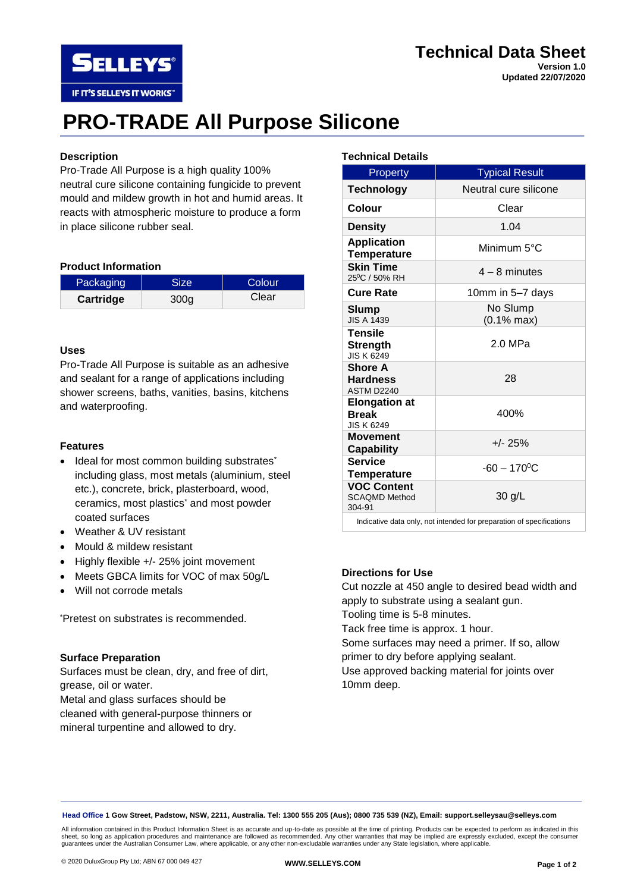**Technical Data Sheet**
**Version 1.0**
**Updated 22/07/2020**

# PRO-TRADE All Purpose Silicone

## Description

Pro-Trade All Purpose is a high quality 100% neutral cure silicone containing fungicide to prevent mould and mildew growth in hot and humid areas. It reacts with atmospheric moisture to produce a form in place silicone rubber seal.

## Product Information

| Packaging | Size | Colour |
|---|---|---|
| **Cartridge** | 300g | Clear |

## Uses

Pro-Trade All Purpose is suitable as an adhesive and sealant for a range of applications including shower screens, baths, vanities, basins, kitchens and waterproofing.

## Features

- Ideal for most common building substrates* including glass, most metals (aluminium, steel etc.), concrete, brick, plasterboard, wood, ceramics, most plastics* and most powder coated surfaces
- Weather & UV resistant
- Mould & mildew resistant
- Highly flexible +/- 25% joint movement
- Meets GBCA limits for VOC of max 50g/L
- Will not corrode metals

*Pretest on substrates is recommended.

## Surface Preparation

Surfaces must be clean, dry, and free of dirt, grease, oil or water.
Metal and glass surfaces should be cleaned with general-purpose thinners or mineral turpentine and allowed to dry.

## Technical Details

| Property | Typical Result |
|---|---|
| **Technology** | Neutral cure silicone |
| **Colour** | Clear |
| **Density** | 1.04 |
| **Application Temperature** | Minimum 5°C |
| **Skin Time** 25⁰C / 50% RH | 4 – 8 minutes |
| **Cure Rate** | 10mm in 5–7 days |
| **Slump** JIS A 1439 | No Slump (0.1% max) |
| **Tensile Strength** JIS K 6249 | 2.0 MPa |
| **Shore A Hardness** ASTM D2240 | 28 |
| **Elongation at Break** JIS K 6249 | 400% |
| **Movement Capability** | +/- 25% |
| **Service Temperature** | -60 – 170⁰C |
| **VOC Content** SCAQMD Method 304-91 | 30 g/L |
| Indicative data only, not intended for preparation of specifications | |

## Directions for Use

Cut nozzle at 450 angle to desired bead width and apply to substrate using a sealant gun.
Tooling time is 5-8 minutes.
Tack free time is approx. 1 hour.
Some surfaces may need a primer. If so, allow primer to dry before applying sealant.
Use approved backing material for joints over 10mm deep.

**Head Office** 1 Gow Street, Padstow, NSW, 2211, Australia. Tel: 1300 555 205 (Aus); 0800 735 539 (NZ), Email: support.selleysau@selleys.com

All information contained in this Product Information Sheet is as accurate and up-to-date as possible at the time of printing. Products can be expected to perform as indicated in this sheet, so long as application procedures and maintenance are followed as recommended. Any other warranties that may be implied are expressly excluded, except the consumer guarantees under the Australian Consumer Law, where applicable, or any other non-excludable warranties under any State legislation, where applicable.

© 2020 DuluxGroup Pty Ltd; ABN 67 000 049 427

WWW.SELLEYS.COM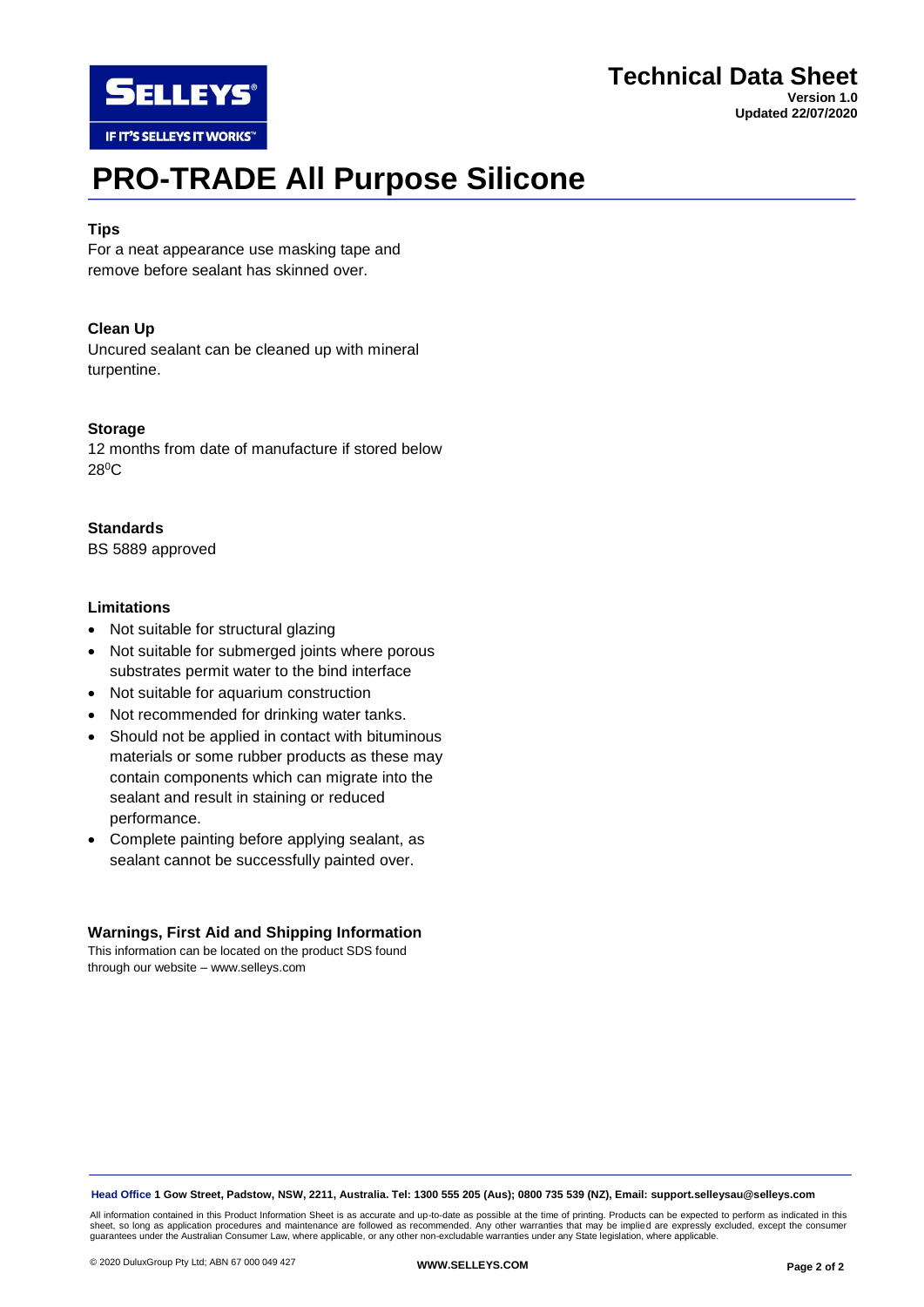# PRO-TRADE All Purpose Silicone

### Tips

For a neat appearance use masking tape and remove before sealant has skinned over.

### Clean Up

Uncured sealant can be cleaned up with mineral turpentine.

### Storage

12 months from date of manufacture if stored below $28^0$C

### Standards

BS 5889 approved

### Limitations

- Not suitable for structural glazing
- Not suitable for submerged joints where porous substrates permit water to the bind interface
- Not suitable for aquarium construction
- Not recommended for drinking water tanks.
- Should not be applied in contact with bituminous materials or some rubber products as these may contain components which can migrate into the sealant and result in staining or reduced performance.
- Complete painting before applying sealant, as sealant cannot be successfully painted over.

### Warnings, First Aid and Shipping Information

This information can be located on the product SDS found through our website – www.selleys.com

**Head Office 1 Gow Street, Padstow, NSW, 2211, Australia. Tel: 1300 555 205 (Aus); 0800 735 539 (NZ), Email: support.selleysau@selleys.com**

All information contained in this Product Information Sheet is as accurate and up-to-date as possible at the time of printing. Products can be expected to perform as indicated in this sheet, so long as application procedures and maintenance are followed as recommended. Any other warranties that may be implied are expressly excluded, except the consumer guarantees under the Australian Consumer Law, where applicable, or any other non-excludable warranties under any State legislation, where applicable.

© 2020 DuluxGroup Pty Ltd; ABN 67 000 049 427